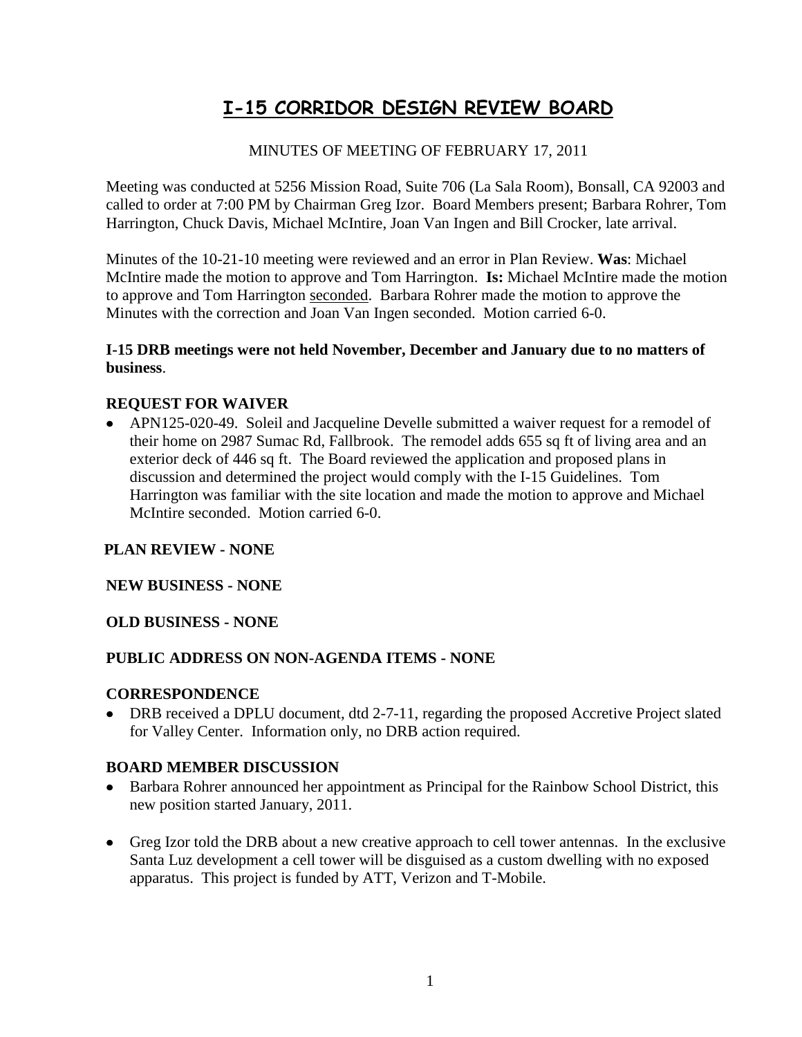# I-15 CORRIDOR DESIGN REVIEW BOARD

MINUTES OF MEETING OF FEBRUARY 17, 2011

Meeting was conducted at 5256 Mission Road, Suite 706 (La Sala Room), Bonsall, CA 92003 and called to order at 7:00 PM by Chairman Greg Izor. Board Members present; Barbara Rohrer, Tom Harrington, Chuck Davis, Michael McIntire, Joan Van Ingen and Bill Crocker, late arrival.

Minutes of the 10-21-10 meeting were reviewed and an error in Plan Review. **Was**: Michael McIntire made the motion to approve and Tom Harrington. **Is:** Michael McIntire made the motion to approve and Tom Harrington <u>seconded</u>. Barbara Rohrer made the motion to approve the Minutes with the correction and Joan Van Ingen seconded. Motion carried 6-0.

**I-15 DRB meetings were not held November, December and January due to no matters of business**.

**REQUEST FOR WAIVER**

- APN125-020-49. Soleil and Jacqueline Develle submitted a waiver request for a remodel of their home on 2987 Sumac Rd, Fallbrook. The remodel adds 655 sq ft of living area and an exterior deck of 446 sq ft. The Board reviewed the application and proposed plans in discussion and determined the project would comply with the I-15 Guidelines. Tom Harrington was familiar with the site location and made the motion to approve and Michael McIntire seconded. Motion carried 6-0.

**PLAN REVIEW - NONE**

**NEW BUSINESS - NONE**

**OLD BUSINESS - NONE**

**PUBLIC ADDRESS ON NON-AGENDA ITEMS - NONE**

**CORRESPONDENCE**

- DRB received a DPLU document, dtd 2-7-11, regarding the proposed Accretive Project slated for Valley Center. Information only, no DRB action required.

**BOARD MEMBER DISCUSSION**

- Barbara Rohrer announced her appointment as Principal for the Rainbow School District, this new position started January, 2011.

- Greg Izor told the DRB about a new creative approach to cell tower antennas. In the exclusive Santa Luz development a cell tower will be disguised as a custom dwelling with no exposed apparatus. This project is funded by ATT, Verizon and T-Mobile.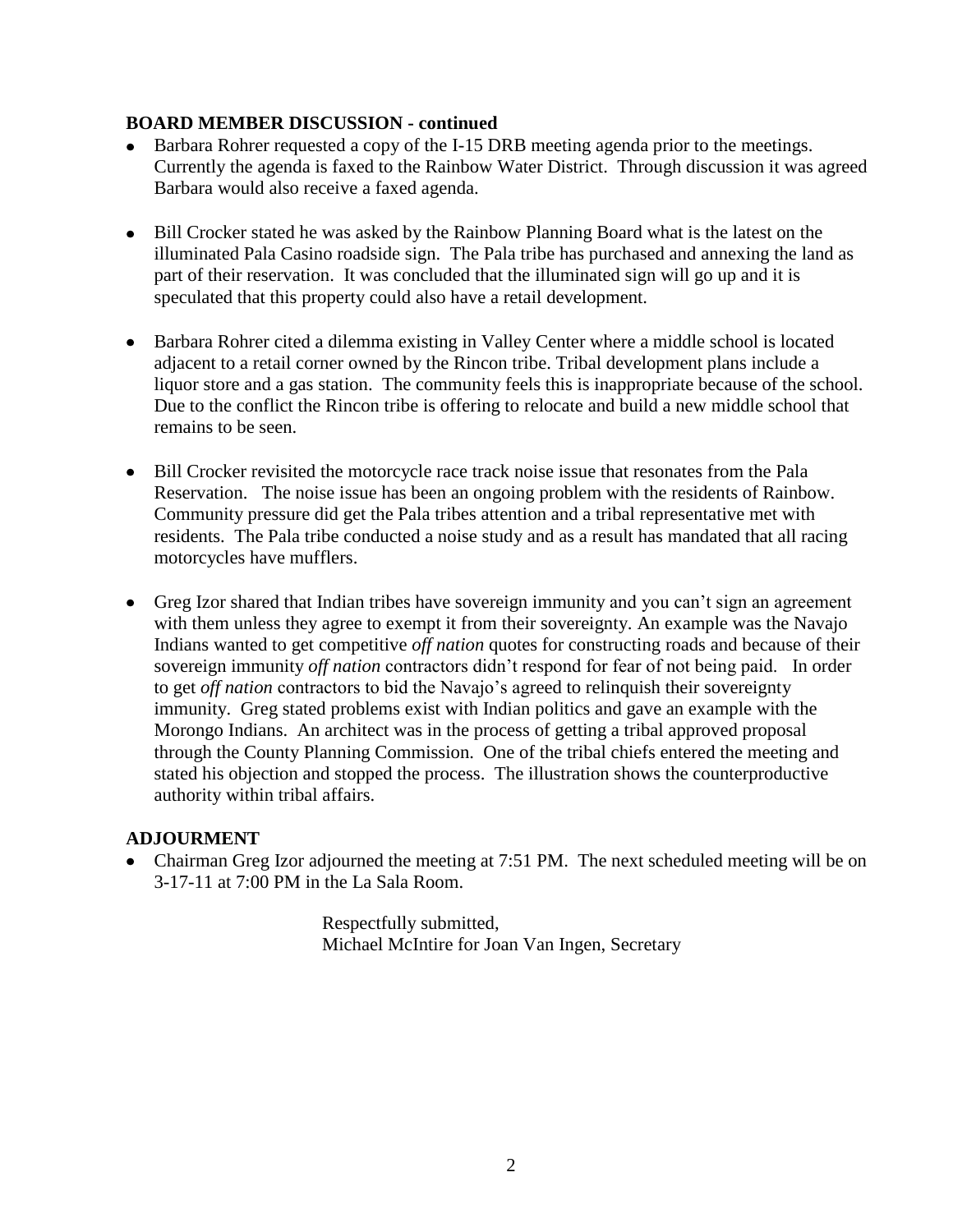**BOARD MEMBER DISCUSSION - continued**

- Barbara Rohrer requested a copy of the I-15 DRB meeting agenda prior to the meetings. Currently the agenda is faxed to the Rainbow Water District. Through discussion it was agreed Barbara would also receive a faxed agenda.
- Bill Crocker stated he was asked by the Rainbow Planning Board what is the latest on the illuminated Pala Casino roadside sign. The Pala tribe has purchased and annexing the land as part of their reservation. It was concluded that the illuminated sign will go up and it is speculated that this property could also have a retail development.
- Barbara Rohrer cited a dilemma existing in Valley Center where a middle school is located adjacent to a retail corner owned by the Rincon tribe. Tribal development plans include a liquor store and a gas station. The community feels this is inappropriate because of the school. Due to the conflict the Rincon tribe is offering to relocate and build a new middle school that remains to be seen.
- Bill Crocker revisited the motorcycle race track noise issue that resonates from the Pala Reservation. The noise issue has been an ongoing problem with the residents of Rainbow. Community pressure did get the Pala tribes attention and a tribal representative met with residents. The Pala tribe conducted a noise study and as a result has mandated that all racing motorcycles have mufflers.
- Greg Izor shared that Indian tribes have sovereign immunity and you can't sign an agreement with them unless they agree to exempt it from their sovereignty. An example was the Navajo Indians wanted to get competitive *off nation* quotes for constructing roads and because of their sovereign immunity *off nation* contractors didn't respond for fear of not being paid. In order to get *off nation* contractors to bid the Navajo's agreed to relinquish their sovereignty immunity. Greg stated problems exist with Indian politics and gave an example with the Morongo Indians. An architect was in the process of getting a tribal approved proposal through the County Planning Commission. One of the tribal chiefs entered the meeting and stated his objection and stopped the process. The illustration shows the counterproductive authority within tribal affairs.

**ADJOURMENT**

- Chairman Greg Izor adjourned the meeting at 7:51 PM. The next scheduled meeting will be on 3-17-11 at 7:00 PM in the La Sala Room.

Respectfully submitted,
Michael McIntire for Joan Van Ingen, Secretary